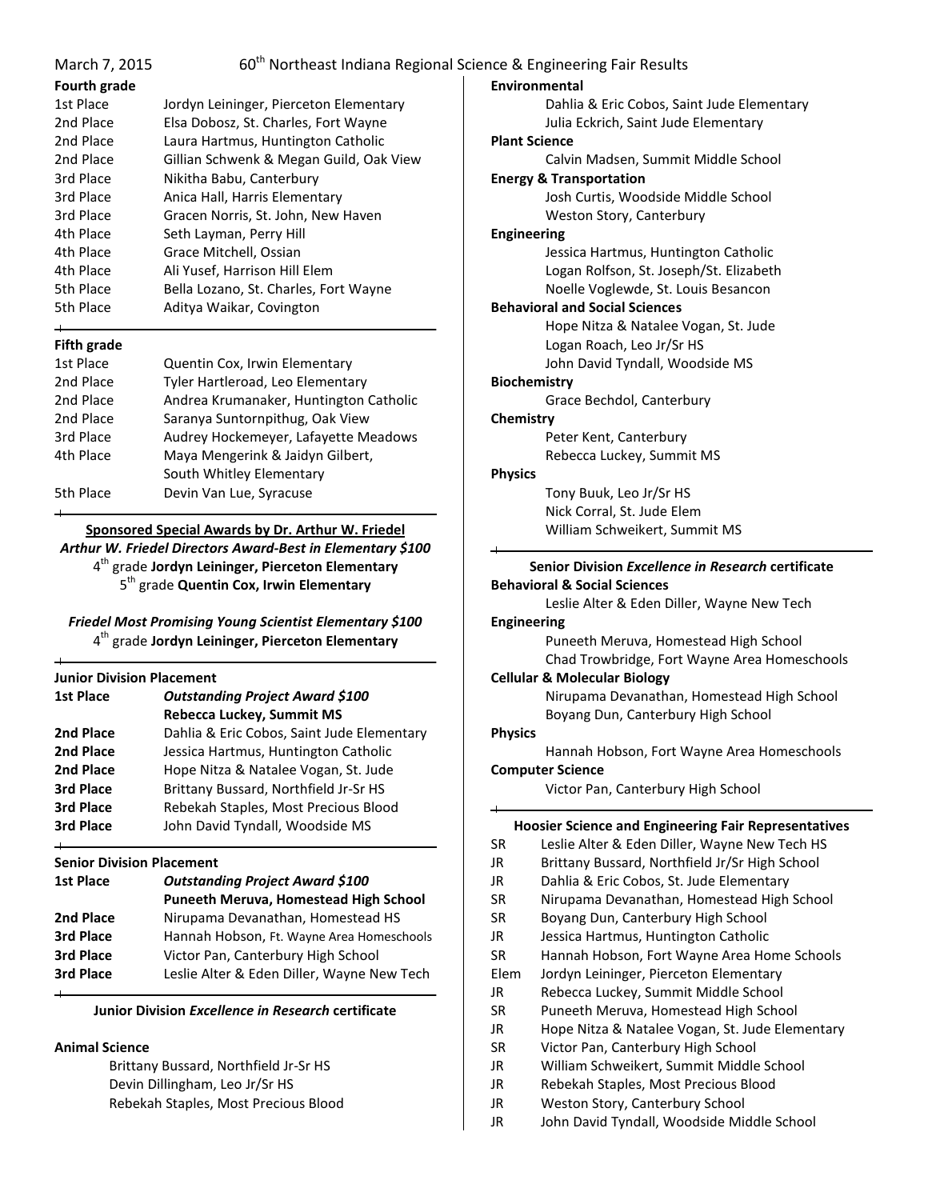March 7, 2015 — 60[th] Northeast Indiana Regional Science & Engineering Fair Results

### Fourth grade

| | |
|---|---|
| 1st Place | Jordyn Leininger, Pierceton Elementary |
| 2nd Place | Elsa Dobosz, St. Charles, Fort Wayne |
| 2nd Place | Laura Hartmus, Huntington Catholic |
| 2nd Place | Gillian Schwenk & Megan Guild, Oak View |
| 3rd Place | Nikitha Babu, Canterbury |
| 3rd Place | Anica Hall, Harris Elementary |
| 3rd Place | Gracen Norris, St. John, New Haven |
| 4th Place | Seth Layman, Perry Hill |
| 4th Place | Grace Mitchell, Ossian |
| 4th Place | Ali Yusef, Harrison Hill Elem |
| 5th Place | Bella Lozano, St. Charles, Fort Wayne |
| 5th Place | Aditya Waikar, Covington |

### Fifth grade

| | |
|---|---|
| 1st Place | Quentin Cox, Irwin Elementary |
| 2nd Place | Tyler Hartleroad, Leo Elementary |
| 2nd Place | Andrea Krumanaker, Huntington Catholic |
| 2nd Place | Saranya Suntornpithug, Oak View |
| 3rd Place | Audrey Hockemeyer, Lafayette Meadows |
| 4th Place | Maya Mengerink & Jaidyn Gilbert, South Whitley Elementary |
| 5th Place | Devin Van Lue, Syracuse |

### Sponsored Special Awards by Dr. Arthur W. Friedel

***Arthur W. Friedel Directors Award-Best in Elementary $100***

4[th] grade **Jordyn Leininger, Pierceton Elementary**

5[th] grade **Quentin Cox, Irwin Elementary**

***Friedel Most Promising Young Scientist Elementary $100***

4[th] grade **Jordyn Leininger, Pierceton Elementary**

### Junior Division Placement

| | |
|---|---|
| **1st Place** | ***Outstanding Project Award $100*** **Rebecca Luckey, Summit MS** |
| **2nd Place** | Dahlia & Eric Cobos, Saint Jude Elementary |
| **2nd Place** | Jessica Hartmus, Huntington Catholic |
| **2nd Place** | Hope Nitza & Natalee Vogan, St. Jude |
| **3rd Place** | Brittany Bussard, Northfield Jr-Sr HS |
| **3rd Place** | Rebekah Staples, Most Precious Blood |
| **3rd Place** | John David Tyndall, Woodside MS |

### Senior Division Placement

| | |
|---|---|
| **1st Place** | ***Outstanding Project Award $100*** **Puneeth Meruva, Homestead High School** |
| **2nd Place** | Nirupama Devanathan, Homestead HS |
| **3rd Place** | Hannah Hobson, Ft. Wayne Area Homeschools |
| **3rd Place** | Victor Pan, Canterbury High School |
| **3rd Place** | Leslie Alter & Eden Diller, Wayne New Tech |

### Junior Division *Excellence in Research* certificate

**Animal Science**
- Brittany Bussard, Northfield Jr-Sr HS
- Devin Dillingham, Leo Jr/Sr HS
- Rebekah Staples, Most Precious Blood

**Environmental**
- Dahlia & Eric Cobos, Saint Jude Elementary
- Julia Eckrich, Saint Jude Elementary

**Plant Science**
- Calvin Madsen, Summit Middle School

**Energy & Transportation**
- Josh Curtis, Woodside Middle School
- Weston Story, Canterbury

**Engineering**
- Jessica Hartmus, Huntington Catholic
- Logan Rolfson, St. Joseph/St. Elizabeth
- Noelle Voglewde, St. Louis Besancon

**Behavioral and Social Sciences**
- Hope Nitza & Natalee Vogan, St. Jude
- Logan Roach, Leo Jr/Sr HS
- John David Tyndall, Woodside MS

**Biochemistry**
- Grace Bechdol, Canterbury

**Chemistry**
- Peter Kent, Canterbury
- Rebecca Luckey, Summit MS

**Physics**
- Tony Buuk, Leo Jr/Sr HS
- Nick Corral, St. Jude Elem
- William Schweikert, Summit MS

### Senior Division *Excellence in Research* certificate

**Behavioral & Social Sciences**
- Leslie Alter & Eden Diller, Wayne New Tech

**Engineering**
- Puneeth Meruva, Homestead High School
- Chad Trowbridge, Fort Wayne Area Homeschools

**Cellular & Molecular Biology**
- Nirupama Devanathan, Homestead High School
- Boyang Dun, Canterbury High School

**Physics**
- Hannah Hobson, Fort Wayne Area Homeschools

**Computer Science**
- Victor Pan, Canterbury High School

### Hoosier Science and Engineering Fair Representatives

| | |
|---|---|
| SR | Leslie Alter & Eden Diller, Wayne New Tech HS |
| JR | Brittany Bussard, Northfield Jr/Sr High School |
| JR | Dahlia & Eric Cobos, St. Jude Elementary |
| SR | Nirupama Devanathan, Homestead High School |
| SR | Boyang Dun, Canterbury High School |
| JR | Jessica Hartmus, Huntington Catholic |
| SR | Hannah Hobson, Fort Wayne Area Home Schools |
| Elem | Jordyn Leininger, Pierceton Elementary |
| JR | Rebecca Luckey, Summit Middle School |
| SR | Puneeth Meruva, Homestead High School |
| JR | Hope Nitza & Natalee Vogan, St. Jude Elementary |
| SR | Victor Pan, Canterbury High School |
| JR | William Schweikert, Summit Middle School |
| JR | Rebekah Staples, Most Precious Blood |
| JR | Weston Story, Canterbury School |
| JR | John David Tyndall, Woodside Middle School |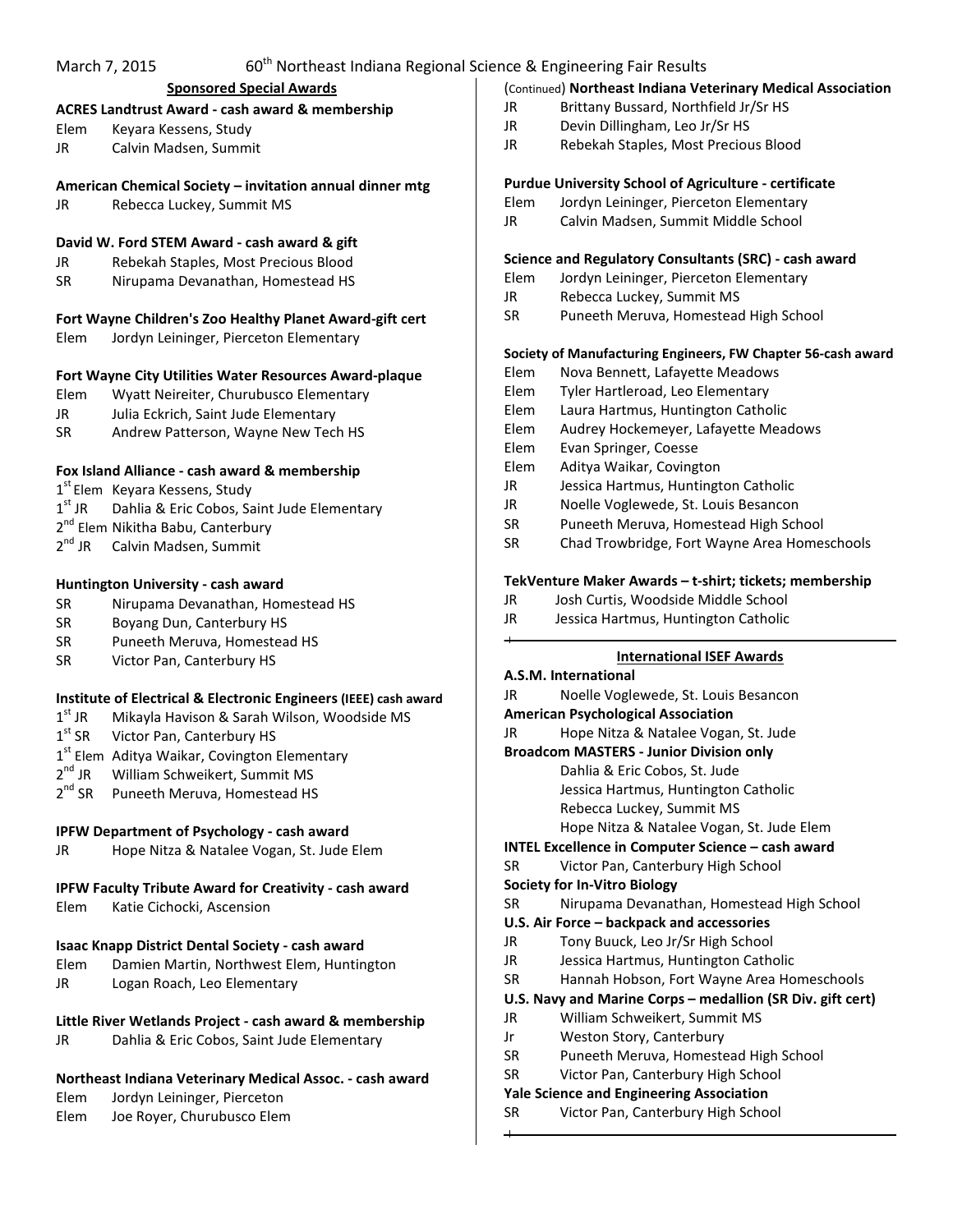March 7, 2015 60th Northeast Indiana Regional Science & Engineering Fair Results

## Sponsored Special Awards

**ACRES Landtrust Award - cash award & membership**

Elem Keyara Kessens, Study
JR Calvin Madsen, Summit

**American Chemical Society – invitation annual dinner mtg**

JR Rebecca Luckey, Summit MS

**David W. Ford STEM Award - cash award & gift**

JR Rebekah Staples, Most Precious Blood
SR Nirupama Devanathan, Homestead HS

**Fort Wayne Children's Zoo Healthy Planet Award-gift cert**

Elem Jordyn Leininger, Pierceton Elementary

**Fort Wayne City Utilities Water Resources Award-plaque**

Elem Wyatt Neireiter, Churubusco Elementary
JR Julia Eckrich, Saint Jude Elementary
SR Andrew Patterson, Wayne New Tech HS

**Fox Island Alliance - cash award & membership**

1st Elem Keyara Kessens, Study
1st JR Dahlia & Eric Cobos, Saint Jude Elementary
2nd Elem Nikitha Babu, Canterbury
2nd JR Calvin Madsen, Summit

**Huntington University - cash award**

SR Nirupama Devanathan, Homestead HS
SR Boyang Dun, Canterbury HS
SR Puneeth Meruva, Homestead HS
SR Victor Pan, Canterbury HS

**Institute of Electrical & Electronic Engineers (IEEE) cash award**

1st JR Mikayla Havison & Sarah Wilson, Woodside MS
1st SR Victor Pan, Canterbury HS
1st Elem Aditya Waikar, Covington Elementary
2nd JR William Schweikert, Summit MS
2nd SR Puneeth Meruva, Homestead HS

**IPFW Department of Psychology - cash award**

JR Hope Nitza & Natalee Vogan, St. Jude Elem

**IPFW Faculty Tribute Award for Creativity - cash award**

Elem Katie Cichocki, Ascension

**Isaac Knapp District Dental Society - cash award**

Elem Damien Martin, Northwest Elem, Huntington
JR Logan Roach, Leo Elementary

**Little River Wetlands Project - cash award & membership**

JR Dahlia & Eric Cobos, Saint Jude Elementary

**Northeast Indiana Veterinary Medical Assoc. - cash award**

Elem Jordyn Leininger, Pierceton
Elem Joe Royer, Churubusco Elem

(Continued) **Northeast Indiana Veterinary Medical Association**

JR Brittany Bussard, Northfield Jr/Sr HS
JR Devin Dillingham, Leo Jr/Sr HS
JR Rebekah Staples, Most Precious Blood

**Purdue University School of Agriculture - certificate**

Elem Jordyn Leininger, Pierceton Elementary
JR Calvin Madsen, Summit Middle School

**Science and Regulatory Consultants (SRC) - cash award**

Elem Jordyn Leininger, Pierceton Elementary
JR Rebecca Luckey, Summit MS
SR Puneeth Meruva, Homestead High School

**Society of Manufacturing Engineers, FW Chapter 56-cash award**

Elem Nova Bennett, Lafayette Meadows
Elem Tyler Hartleroad, Leo Elementary
Elem Laura Hartmus, Huntington Catholic
Elem Audrey Hockemeyer, Lafayette Meadows
Elem Evan Springer, Coesse
Elem Aditya Waikar, Covington
JR Jessica Hartmus, Huntington Catholic
JR Noelle Voglewede, St. Louis Besancon
SR Puneeth Meruva, Homestead High School
SR Chad Trowbridge, Fort Wayne Area Homeschools

**TekVenture Maker Awards – t-shirt; tickets; membership**

JR Josh Curtis, Woodside Middle School
JR Jessica Hartmus, Huntington Catholic

## International ISEF Awards

**A.S.M. International**

JR Noelle Voglewede, St. Louis Besancon

**American Psychological Association**

JR Hope Nitza & Natalee Vogan, St. Jude

**Broadcom MASTERS - Junior Division only**

Dahlia & Eric Cobos, St. Jude
Jessica Hartmus, Huntington Catholic
Rebecca Luckey, Summit MS
Hope Nitza & Natalee Vogan, St. Jude Elem

**INTEL Excellence in Computer Science – cash award**

SR Victor Pan, Canterbury High School

**Society for In-Vitro Biology**

SR Nirupama Devanathan, Homestead High School

**U.S. Air Force – backpack and accessories**

JR Tony Buuck, Leo Jr/Sr High School
JR Jessica Hartmus, Huntington Catholic
SR Hannah Hobson, Fort Wayne Area Homeschools

**U.S. Navy and Marine Corps – medallion (SR Div. gift cert)**

JR William Schweikert, Summit MS
Jr Weston Story, Canterbury
SR Puneeth Meruva, Homestead High School
SR Victor Pan, Canterbury High School

**Yale Science and Engineering Association**

SR Victor Pan, Canterbury High School